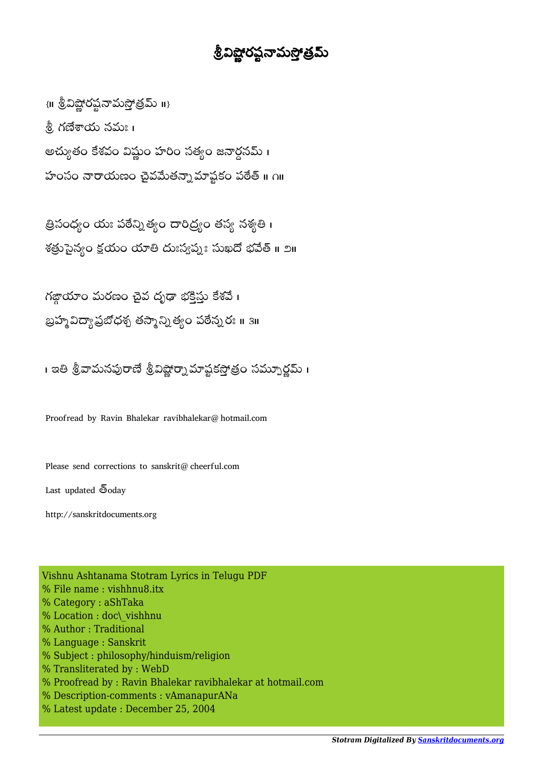# శ్రీవిష్ణోరష్టనామస్తోత్రమ్

{॥ శ్రీవిష్ణోరష్టనామస్తోత్రమ్ ॥}

శ్రీ గణేశాయ నమః ।

అచ్యుతం కేశవం విష్ణుం హరిం సత్యం జనార్దనమ్ ।
హంసం నారాయణం చైవమేతన్నామాష్టకం పఠేత్ ॥ ౧॥

త్రిసంధ్యం యః పఠేన్నిత్యం దారిద్ర్యం తస్య నశ్యతి ।
శత్రుసైన్యం క్షయం యాతి దుఃస్వప్నః సుఖదో భవేత్ ॥ ౨॥

గఙ్గాయాం మరణం చైవ దృఢా భక్తిస్తు కేశవే ।
బ్రహ్మవిద్యాప్రబోధశ్చ తస్మాన్నిత్యం పఠేన్నరః ॥ ౩॥

। ఇతి శ్రీవామనపురాణే శ్రీవిష్ణోర్నామాష్టకస్తోత్రం సమ్పూర్ణమ్ ।

Proofread by Ravin Bhalekar ravibhalekar@ hotmail.com

Please send corrections to sanskrit@ cheerful.com

Last updated ే్oday

http://sanskritdocuments.org

Vishnu Ashtanama Stotram Lyrics in Telugu PDF
% File name : vishhnu8.itx
% Category : aShTaka
% Location : doc\_vishhnu
% Author : Traditional
% Language : Sanskrit
% Subject : philosophy/hinduism/religion
% Transliterated by : WebD
% Proofread by : Ravin Bhalekar ravibhalekar at hotmail.com
% Description-comments : vAmanapurANa
% Latest update : December 25, 2004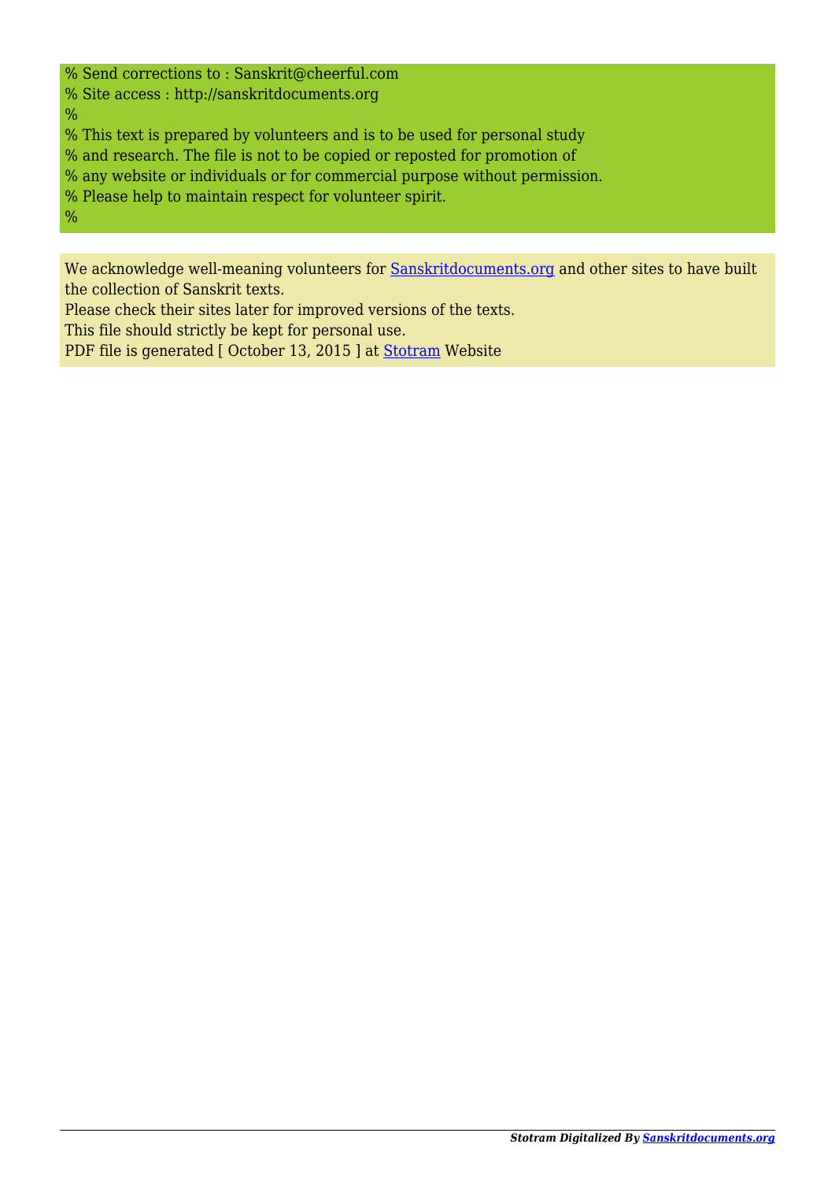% Send corrections to : Sanskrit@cheerful.com
% Site access : http://sanskritdocuments.org
%
% This text is prepared by volunteers and is to be used for personal study
% and research. The file is not to be copied or reposted for promotion of
% any website or individuals or for commercial purpose without permission.
% Please help to maintain respect for volunteer spirit.
%

We acknowledge well-meaning volunteers for Sanskritdocuments.org and other sites to have built the collection of Sanskrit texts.
Please check their sites later for improved versions of the texts.
This file should strictly be kept for personal use.
PDF file is generated [ October 13, 2015 ] at Stotram Website